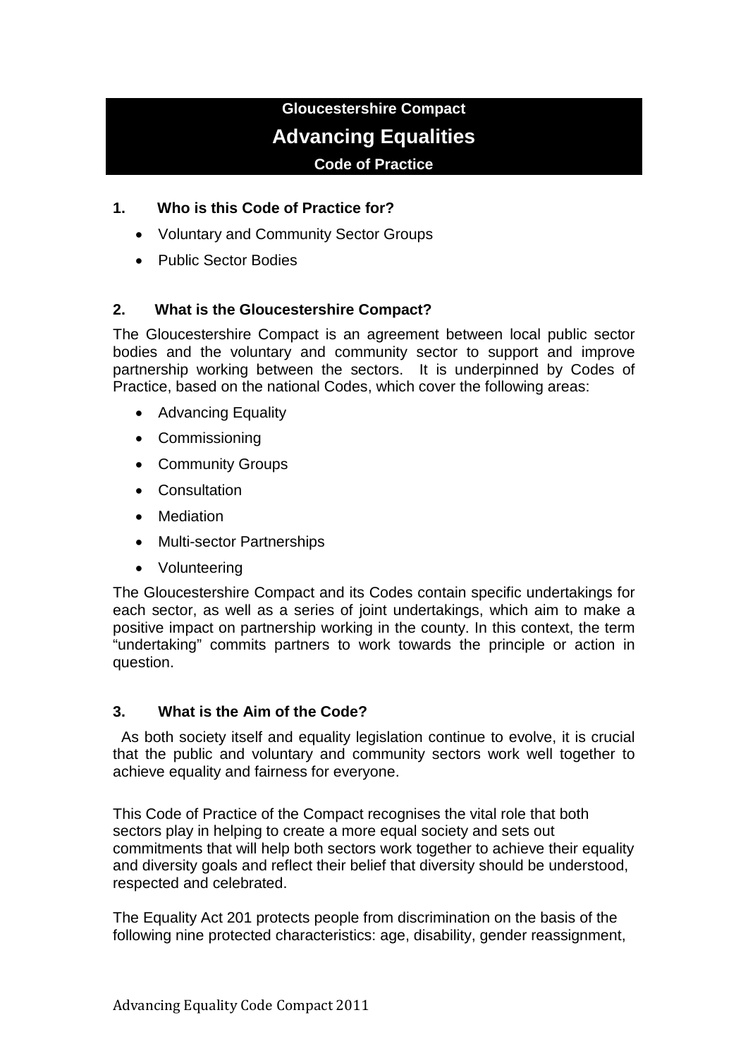**Gloucestershire Compact**

# Advancing Equalities

**Code of Practice**

## 1. Who is this Code of Practice for?

- Voluntary and Community Sector Groups
- Public Sector Bodies

## 2. What is the Gloucestershire Compact?

The Gloucestershire Compact is an agreement between local public sector bodies and the voluntary and community sector to support and improve partnership working between the sectors. It is underpinned by Codes of Practice, based on the national Codes, which cover the following areas:

- Advancing Equality
- Commissioning
- Community Groups
- Consultation
- Mediation
- Multi-sector Partnerships
- Volunteering

The Gloucestershire Compact and its Codes contain specific undertakings for each sector, as well as a series of joint undertakings, which aim to make a positive impact on partnership working in the county. In this context, the term "undertaking" commits partners to work towards the principle or action in question.

## 3. What is the Aim of the Code?

As both society itself and equality legislation continue to evolve, it is crucial that the public and voluntary and community sectors work well together to achieve equality and fairness for everyone.

This Code of Practice of the Compact recognises the vital role that both sectors play in helping to create a more equal society and sets out commitments that will help both sectors work together to achieve their equality and diversity goals and reflect their belief that diversity should be understood, respected and celebrated.

The Equality Act 201 protects people from discrimination on the basis of the following nine protected characteristics: age, disability, gender reassignment,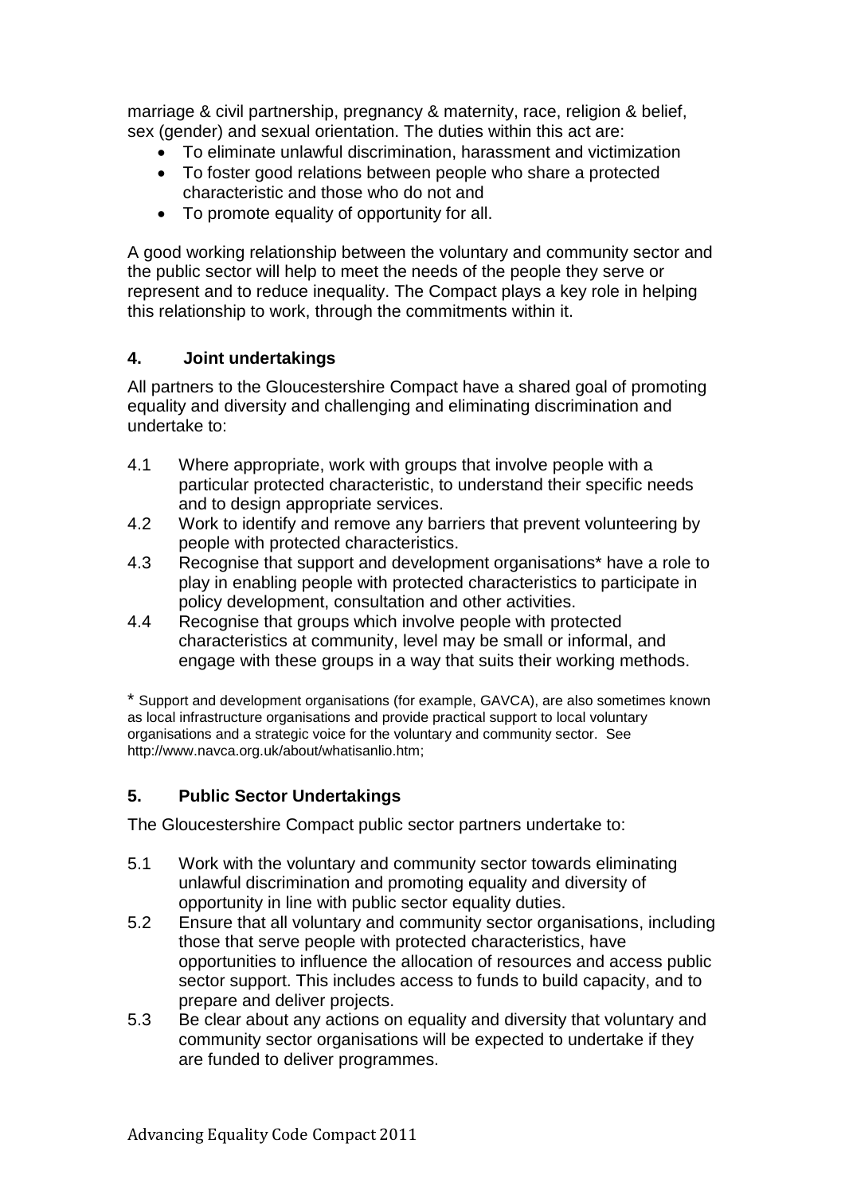marriage & civil partnership, pregnancy & maternity, race, religion & belief, sex (gender) and sexual orientation. The duties within this act are:

- To eliminate unlawful discrimination, harassment and victimization
- To foster good relations between people who share a protected characteristic and those who do not and
- To promote equality of opportunity for all.

A good working relationship between the voluntary and community sector and the public sector will help to meet the needs of the people they serve or represent and to reduce inequality. The Compact plays a key role in helping this relationship to work, through the commitments within it.

## 4. Joint undertakings

All partners to the Gloucestershire Compact have a shared goal of promoting equality and diversity and challenging and eliminating discrimination and undertake to:

4.1 Where appropriate, work with groups that involve people with a particular protected characteristic, to understand their specific needs and to design appropriate services.

4.2 Work to identify and remove any barriers that prevent volunteering by people with protected characteristics.

4.3 Recognise that support and development organisations* have a role to play in enabling people with protected characteristics to participate in policy development, consultation and other activities.

4.4 Recognise that groups which involve people with protected characteristics at community, level may be small or informal, and engage with these groups in a way that suits their working methods.

\* Support and development organisations (for example, GAVCA), are also sometimes known as local infrastructure organisations and provide practical support to local voluntary organisations and a strategic voice for the voluntary and community sector. See http://www.navca.org.uk/about/whatisanlio.htm;

## 5. Public Sector Undertakings

The Gloucestershire Compact public sector partners undertake to:

5.1 Work with the voluntary and community sector towards eliminating unlawful discrimination and promoting equality and diversity of opportunity in line with public sector equality duties.

5.2 Ensure that all voluntary and community sector organisations, including those that serve people with protected characteristics, have opportunities to influence the allocation of resources and access public sector support. This includes access to funds to build capacity, and to prepare and deliver projects.

5.3 Be clear about any actions on equality and diversity that voluntary and community sector organisations will be expected to undertake if they are funded to deliver programmes.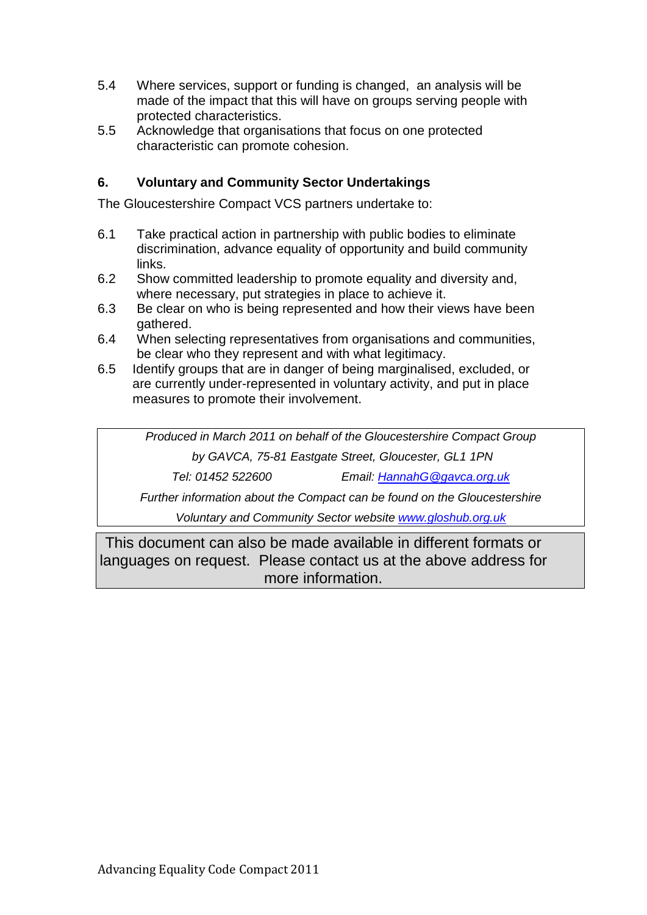5.4 Where services, support or funding is changed, an analysis will be made of the impact that this will have on groups serving people with protected characteristics.

5.5 Acknowledge that organisations that focus on one protected characteristic can promote cohesion.

## 6. Voluntary and Community Sector Undertakings

The Gloucestershire Compact VCS partners undertake to:

6.1 Take practical action in partnership with public bodies to eliminate discrimination, advance equality of opportunity and build community links.

6.2 Show committed leadership to promote equality and diversity and, where necessary, put strategies in place to achieve it.

6.3 Be clear on who is being represented and how their views have been gathered.

6.4 When selecting representatives from organisations and communities, be clear who they represent and with what legitimacy.

6.5 Identify groups that are in danger of being marginalised, excluded, or are currently under-represented in voluntary activity, and put in place measures to promote their involvement.

*Produced in March 2011 on behalf of the Gloucestershire Compact Group*

*by GAVCA, 75-81 Eastgate Street, Gloucester, GL1 1PN*

*Tel: 01452 522600* *Email: HannahG@gavca.org.uk*

*Further information about the Compact can be found on the Gloucestershire Voluntary and Community Sector website www.gloshub.org.uk*

This document can also be made available in different formats or languages on request. Please contact us at the above address for more information.